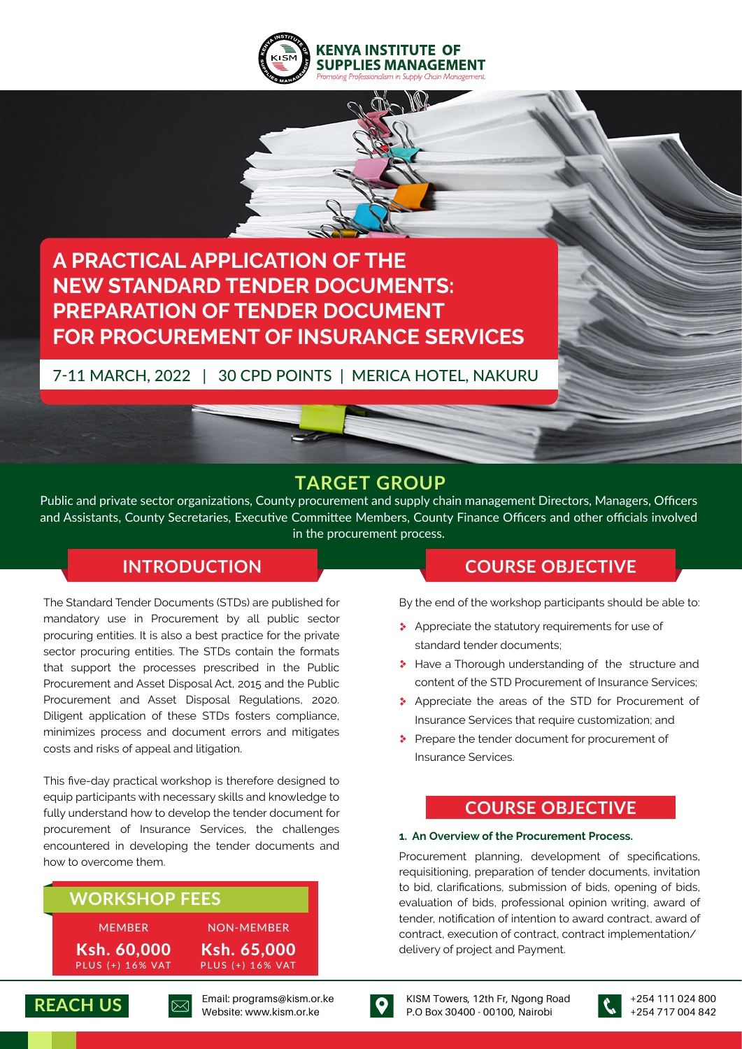**KENYA INSTITUTE OF SUPPLIES MANAGEMENT**

*Promoting Professionalism in Supply Chain Management*

# A PRACTICAL APPLICATION OF THE NEW STANDARD TENDER DOCUMENTS: PREPARATION OF TENDER DOCUMENT FOR PROCUREMENT OF INSURANCE SERVICES

7-11 MARCH, 2022 | 30 CPD POINTS | MERICA HOTEL, NAKURU

## TARGET GROUP

Public and private sector organizations, County procurement and supply chain management Directors, Managers, Officers and Assistants, County Secretaries, Executive Committee Members, County Finance Officers and other officials involved in the procurement process.

## INTRODUCTION

The Standard Tender Documents (STDs) are published for mandatory use in Procurement by all public sector procuring entities. It is also a best practice for the private sector procuring entities. The STDs contain the formats that support the processes prescribed in the Public Procurement and Asset Disposal Act, 2015 and the Public Procurement and Asset Disposal Regulations, 2020. Diligent application of these STDs fosters compliance, minimizes process and document errors and mitigates costs and risks of appeal and litigation.

This five-day practical workshop is therefore designed to equip participants with necessary skills and knowledge to fully understand how to develop the tender document for procurement of Insurance Services, the challenges encountered in developing the tender documents and how to overcome them.

## WORKSHOP FEES

| MEMBER | NON-MEMBER |
| --- | --- |
| **Ksh. 60,000** PLUS (+) 16% VAT | **Ksh. 65,000** PLUS (+) 16% VAT |

## COURSE OBJECTIVE

By the end of the workshop participants should be able to:

- Appreciate the statutory requirements for use of standard tender documents;
- Have a Thorough understanding of the structure and content of the STD Procurement of Insurance Services;
- Appreciate the areas of the STD for Procurement of Insurance Services that require customization; and
- Prepare the tender document for procurement of Insurance Services.

## COURSE OBJECTIVE

**1. An Overview of the Procurement Process.**

Procurement planning, development of specifications, requisitioning, preparation of tender documents, invitation to bid, clarifications, submission of bids, opening of bids, evaluation of bids, professional opinion writing, award of tender, notification of intention to award contract, award of contract, execution of contract, contract implementation/ delivery of project and Payment.

## REACH US

Email: programs@kism.or.ke
Website: www.kism.or.ke

KISM Towers, 12th Fr, Ngong Road
P.O Box 30400 - 00100, Nairobi

+254 111 024 800
+254 717 004 842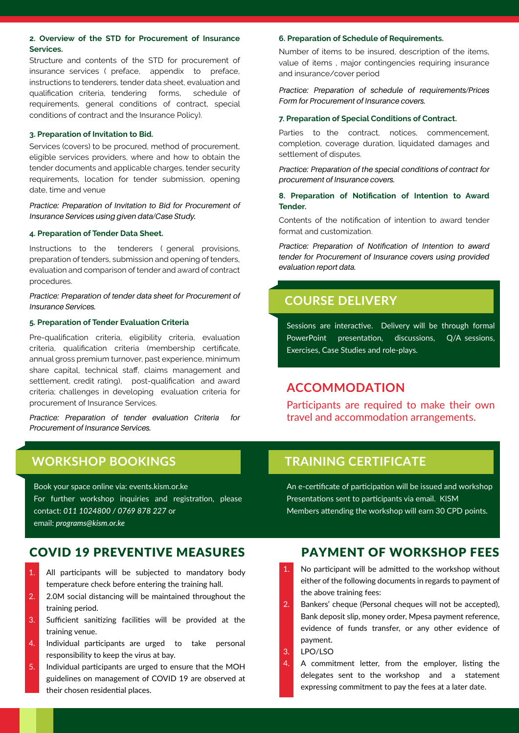**2. Overview of the STD for Procurement of Insurance Services.**

Structure and contents of the STD for procurement of insurance services ( preface, appendix to preface, instructions to tenderers, tender data sheet, evaluation and qualification criteria, tendering forms, schedule of requirements, general conditions of contract, special conditions of contract and the Insurance Policy).

**3. Preparation of Invitation to Bid.**

Services (covers) to be procured, method of procurement, eligible services providers, where and how to obtain the tender documents and applicable charges, tender security requirements, location for tender submission, opening date, time and venue

*Practice: Preparation of Invitation to Bid for Procurement of Insurance Services using given data/Case Study.*

**4. Preparation of Tender Data Sheet.**

Instructions to the tenderers ( general provisions, preparation of tenders, submission and opening of tenders, evaluation and comparison of tender and award of contract procedures.

*Practice: Preparation of tender data sheet for Procurement of Insurance Services.*

**5. Preparation of Tender Evaluation Criteria**

Pre-qualification criteria, eligibility criteria, evaluation criteria, qualification criteria (membership certificate, annual gross premium turnover, past experience, minimum share capital, technical staff, claims management and settlement, credit rating), post-qualification and award criteria; challenges in developing evaluation criteria for procurement of Insurance Services.

*Practice: Preparation of tender evaluation Criteria for Procurement of Insurance Services.*

**6. Preparation of Schedule of Requirements.**

Number of items to be insured, description of the items, value of items , major contingencies requiring insurance and insurance/cover period

*Practice: Preparation of schedule of requirements/Prices Form for Procurement of Insurance covers.*

**7. Preparation of Special Conditions of Contract.**

Parties to the contract, notices, commencement, completion, coverage duration, liquidated damages and settlement of disputes.

*Practice: Preparation of the special conditions of contract for procurement of Insurance covers.*

**8. Preparation of Notification of Intention to Award Tender.**

Contents of the notification of intention to award tender format and customization.

*Practice: Preparation of Notification of Intention to award tender for Procurement of Insurance covers using provided evaluation report data.*

## COURSE DELIVERY

Sessions are interactive. Delivery will be through formal PowerPoint presentation, discussions, Q/A sessions, Exercises, Case Studies and role-plays.

## ACCOMMODATION

Participants are required to make their own travel and accommodation arrangements.

## WORKSHOP BOOKINGS

Book your space online via: events.kism.or.ke
For further workshop inquiries and registration, please contact: *011 1024800 / 0769 878 227* or
email: *programs@kism.or.ke*

## TRAINING CERTIFICATE

An e-certificate of participation will be issued and workshop Presentations sent to participants via email. KISM Members attending the workshop will earn 30 CPD points.

## COVID 19 PREVENTIVE MEASURES

1. All participants will be subjected to mandatory body temperature check before entering the training hall.
2. 2.0M social distancing will be maintained throughout the training period.
3. Sufficient sanitizing facilities will be provided at the training venue.
4. Individual participants are urged to take personal responsibility to keep the virus at bay.
5. Individual participants are urged to ensure that the MOH guidelines on management of COVID 19 are observed at their chosen residential places.

## PAYMENT OF WORKSHOP FEES

1. No participant will be admitted to the workshop without either of the following documents in regards to payment of the above training fees:
2. Bankers' cheque (Personal cheques will not be accepted), Bank deposit slip, money order, Mpesa payment reference, evidence of funds transfer, or any other evidence of payment.
3. LPO/LSO
4. A commitment letter, from the employer, listing the delegates sent to the workshop and a statement expressing commitment to pay the fees at a later date.